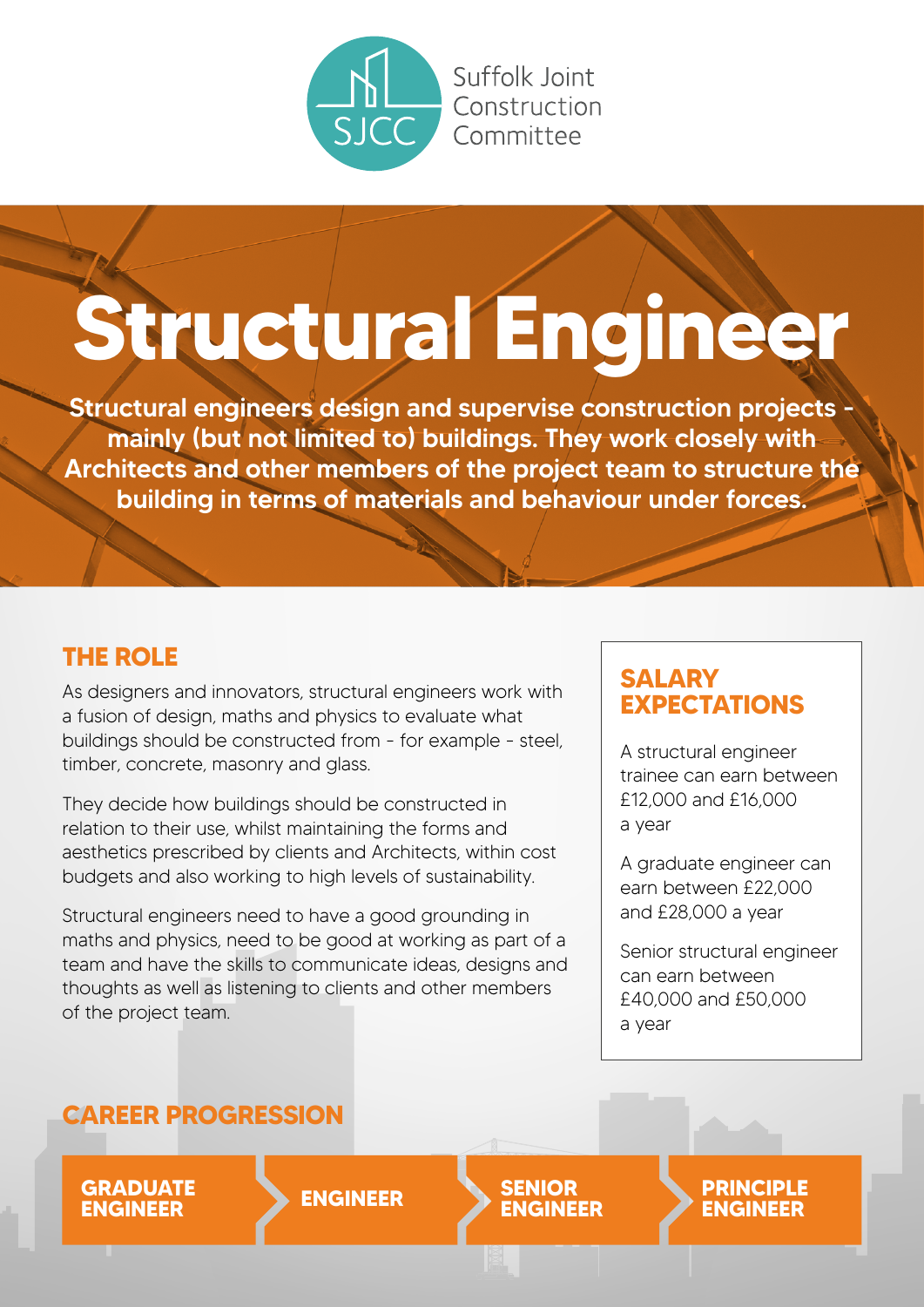Suffolk Joint Construction Committee

# Structural Engineer

**Structural engineers design and supervise construction projects - mainly (but not limited to) buildings. They work closely with Architects and other members of the project team to structure the building in terms of materials and behaviour under forces.**

## THE ROLE

As designers and innovators, structural engineers work with a fusion of design, maths and physics to evaluate what buildings should be constructed from - for example - steel, timber, concrete, masonry and glass.

They decide how buildings should be constructed in relation to their use, whilst maintaining the forms and aesthetics prescribed by clients and Architects, within cost budgets and also working to high levels of sustainability.

Structural engineers need to have a good grounding in maths and physics, need to be good at working as part of a team and have the skills to communicate ideas, designs and thoughts as well as listening to clients and other members of the project team.

## SALARY EXPECTATIONS

A structural engineer trainee can earn between £12,000 and £16,000 a year

A graduate engineer can earn between £22,000 and £28,000 a year

Senior structural engineer can earn between £40,000 and £50,000 a year

## CAREER PROGRESSION

GRADUATE ENGINEER → ENGINEER → SENIOR ENGINEER → PRINCIPLE ENGINEER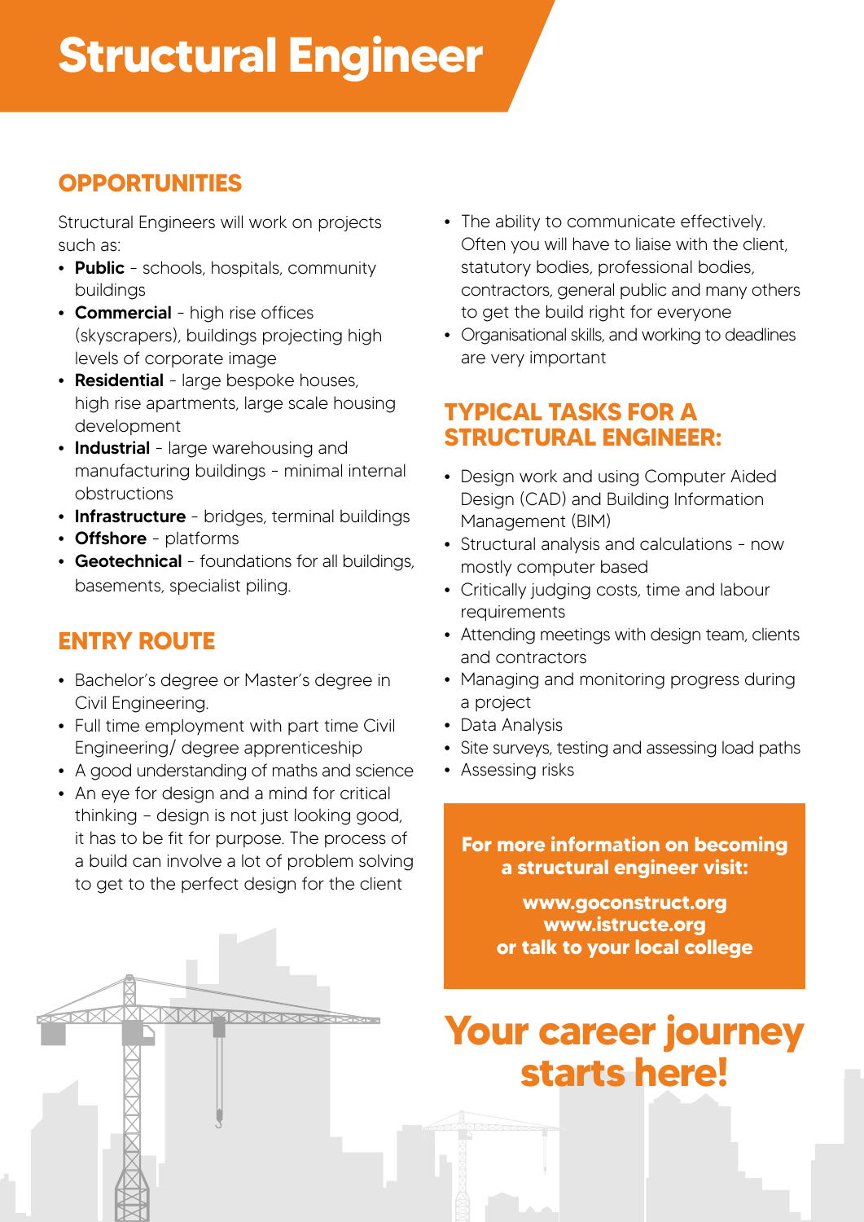# Structural Engineer

## OPPORTUNITIES

Structural Engineers will work on projects such as:

- **Public** - schools, hospitals, community buildings
- **Commercial** - high rise offices (skyscrapers), buildings projecting high levels of corporate image
- **Residential** - large bespoke houses, high rise apartments, large scale housing development
- **Industrial** - large warehousing and manufacturing buildings - minimal internal obstructions
- **Infrastructure** - bridges, terminal buildings
- **Offshore** - platforms
- **Geotechnical** - foundations for all buildings, basements, specialist piling.

## ENTRY ROUTE

- Bachelor's degree or Master's degree in Civil Engineering.
- Full time employment with part time Civil Engineering/ degree apprenticeship
- A good understanding of maths and science
- An eye for design and a mind for critical thinking – design is not just looking good, it has to be fit for purpose. The process of a build can involve a lot of problem solving to get to the perfect design for the client
- The ability to communicate effectively. Often you will have to liaise with the client, statutory bodies, professional bodies, contractors, general public and many others to get the build right for everyone
- Organisational skills, and working to deadlines are very important

## TYPICAL TASKS FOR A STRUCTURAL ENGINEER:

- Design work and using Computer Aided Design (CAD) and Building Information Management (BIM)
- Structural analysis and calculations - now mostly computer based
- Critically judging costs, time and labour requirements
- Attending meetings with design team, clients and contractors
- Managing and monitoring progress during a project
- Data Analysis
- Site surveys, testing and assessing load paths
- Assessing risks

**For more information on becoming a structural engineer visit:**

**www.goconstruct.org**
**www.istructe.org**
**or talk to your local college**

**Your career journey starts here!**